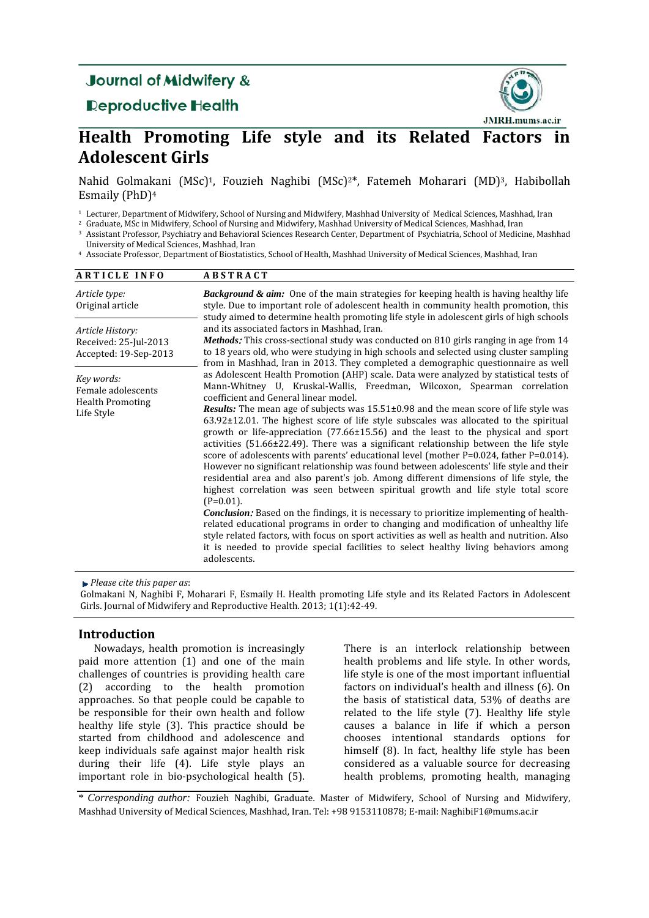# Health Promoting Life style and its Related Factors in Adolescent Girls

Nahid Golmakani (MSc)[1], Fouzieh Naghibi (MSc)[2]*, Fatemeh Moharari (MD)[3], Habibollah Esmaily (PhD)[4]

[1] Lecturer, Department of Midwifery, School of Nursing and Midwifery, Mashhad University of Medical Sciences, Mashhad, Iran
[2] Graduate, MSc in Midwifery, School of Nursing and Midwifery, Mashhad University of Medical Sciences, Mashhad, Iran
[3] Assistant Professor, Psychiatry and Behavioral Sciences Research Center, Department of Psychiatria, School of Medicine, Mashhad University of Medical Sciences, Mashhad, Iran
[4] Associate Professor, Department of Biostatistics, School of Health, Mashhad University of Medical Sciences, Mashhad, Iran

## ARTICLE INFO

*Article type:*
Original article

*Article History:*
Received: 25-Jul-2013
Accepted: 19-Sep-2013

*Key words:*
Female adolescents
Health Promoting
Life Style

## ABSTRACT

***Background & aim:*** One of the main strategies for keeping health is having healthy life style. Due to important role of adolescent health in community health promotion, this study aimed to determine health promoting life style in adolescent girls of high schools and its associated factors in Mashhad, Iran.

***Methods:*** This cross-sectional study was conducted on 810 girls ranging in age from 14 to 18 years old, who were studying in high schools and selected using cluster sampling from in Mashhad, Iran in 2013. They completed a demographic questionnaire as well as Adolescent Health Promotion (AHP) scale. Data were analyzed by statistical tests of Mann-Whitney U, Kruskal-Wallis, Freedman, Wilcoxon, Spearman correlation coefficient and General linear model.

***Results:*** The mean age of subjects was 15.51±0.98 and the mean score of life style was 63.92±12.01. The highest score of life style subscales was allocated to the spiritual growth or life-appreciation (77.66±15.56) and the least to the physical and sport activities (51.66±22.49). There was a significant relationship between the life style score of adolescents with parents' educational level (mother P=0.024, father P=0.014). However no significant relationship was found between adolescents' life style and their residential area and also parent's job. Among different dimensions of life style, the highest correlation was seen between spiritual growth and life style total score (P=0.01).

***Conclusion:*** Based on the findings, it is necessary to prioritize implementing of health-related educational programs in order to changing and modification of unhealthy life style related factors, with focus on sport activities as well as health and nutrition. Also it is needed to provide special facilities to select healthy living behaviors among adolescents.

*Please cite this paper as*:
Golmakani N, Naghibi F, Moharari F, Esmaily H. Health promoting Life style and its Related Factors in Adolescent Girls. Journal of Midwifery and Reproductive Health. 2013; 1(1):42-49.

## Introduction

Nowadays, health promotion is increasingly paid more attention (1) and one of the main challenges of countries is providing health care (2) according to the health promotion approaches. So that people could be capable to be responsible for their own health and follow healthy life style (3). This practice should be started from childhood and adolescence and keep individuals safe against major health risk during their life (4). Life style plays an important role in bio-psychological health (5). There is an interlock relationship between health problems and life style. In other words, life style is one of the most important influential factors on individual's health and illness (6). On the basis of statistical data, 53% of deaths are related to the life style (7). Healthy life style causes a balance in life if which a person chooses intentional standards options for himself (8). In fact, healthy life style has been considered as a valuable source for decreasing health problems, promoting health, managing

\* *Corresponding author:* Fouzieh Naghibi, Graduate. Master of Midwifery, School of Nursing and Midwifery, Mashhad University of Medical Sciences, Mashhad, Iran. Tel: +98 9153110878; E-mail: NaghibiF1@mums.ac.ir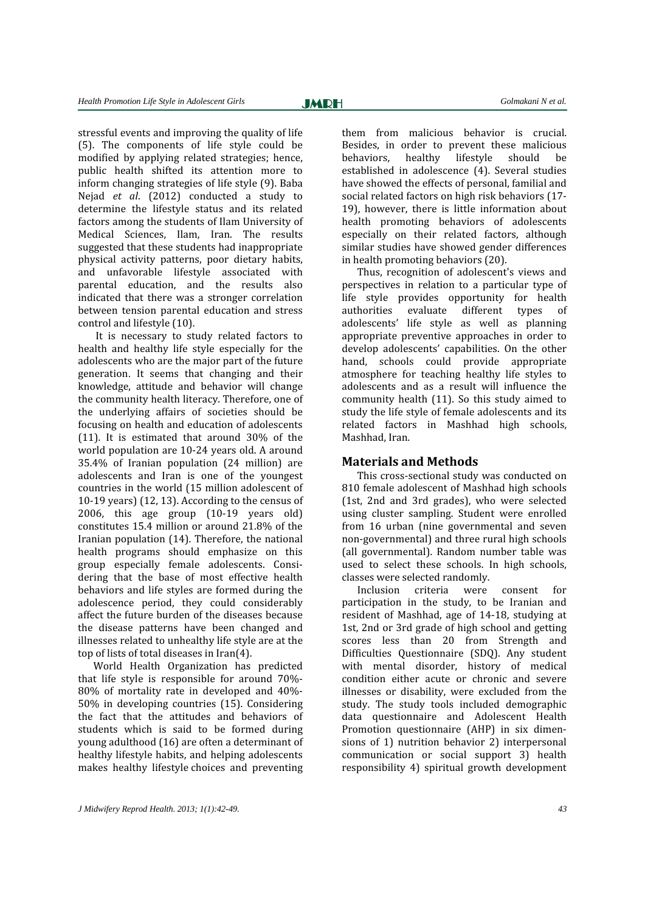stressful events and improving the quality of life (5). The components of life style could be modified by applying related strategies; hence, public health shifted its attention more to inform changing strategies of life style (9). Baba Nejad *et al*. (2012) conducted a study to determine the lifestyle status and its related factors among the students of Ilam University of Medical Sciences, Ilam, Iran. The results suggested that these students had inappropriate physical activity patterns, poor dietary habits, and unfavorable lifestyle associated with parental education, and the results also indicated that there was a stronger correlation between tension parental education and stress control and lifestyle (10).

It is necessary to study related factors to health and healthy life style especially for the adolescents who are the major part of the future generation. It seems that changing and their knowledge, attitude and behavior will change the community health literacy. Therefore, one of the underlying affairs of societies should be focusing on health and education of adolescents (11). It is estimated that around 30% of the world population are 10-24 years old. A around 35.4% of Iranian population (24 million) are adolescents and Iran is one of the youngest countries in the world (15 million adolescent of 10-19 years) (12, 13). According to the census of 2006, this age group (10-19 years old) constitutes 15.4 million or around 21.8% of the Iranian population (14). Therefore, the national health programs should emphasize on this group especially female adolescents. Considering that the base of most effective health behaviors and life styles are formed during the adolescence period, they could considerably affect the future burden of the diseases because the disease patterns have been changed and illnesses related to unhealthy life style are at the top of lists of total diseases in Iran(4).

World Health Organization has predicted that life style is responsible for around 70%-80% of mortality rate in developed and 40%-50% in developing countries (15). Considering the fact that the attitudes and behaviors of students which is said to be formed during young adulthood (16) are often a determinant of healthy lifestyle habits, and helping adolescents makes healthy lifestyle choices and preventing them from malicious behavior is crucial. Besides, in order to prevent these malicious behaviors, healthy lifestyle should be established in adolescence (4). Several studies have showed the effects of personal, familial and social related factors on high risk behaviors (17-19), however, there is little information about health promoting behaviors of adolescents especially on their related factors, although similar studies have showed gender differences in health promoting behaviors (20).

Thus, recognition of adolescent's views and perspectives in relation to a particular type of life style provides opportunity for health authorities evaluate different types of adolescents' life style as well as planning appropriate preventive approaches in order to develop adolescents' capabilities. On the other hand, schools could provide appropriate atmosphere for teaching healthy life styles to adolescents and as a result will influence the community health (11). So this study aimed to study the life style of female adolescents and its related factors in Mashhad high schools, Mashhad, Iran.

## Materials and Methods

This cross-sectional study was conducted on 810 female adolescent of Mashhad high schools (1st, 2nd and 3rd grades), who were selected using cluster sampling. Student were enrolled from 16 urban (nine governmental and seven non-governmental) and three rural high schools (all governmental). Random number table was used to select these schools. In high schools, classes were selected randomly.

Inclusion criteria were consent for participation in the study, to be Iranian and resident of Mashhad, age of 14-18, studying at 1st, 2nd or 3rd grade of high school and getting scores less than 20 from Strength and Difficulties Questionnaire (SDQ). Any student with mental disorder, history of medical condition either acute or chronic and severe illnesses or disability, were excluded from the study. The study tools included demographic data questionnaire and Adolescent Health Promotion questionnaire (AHP) in six dimensions of 1) nutrition behavior 2) interpersonal communication or social support 3) health responsibility 4) spiritual growth development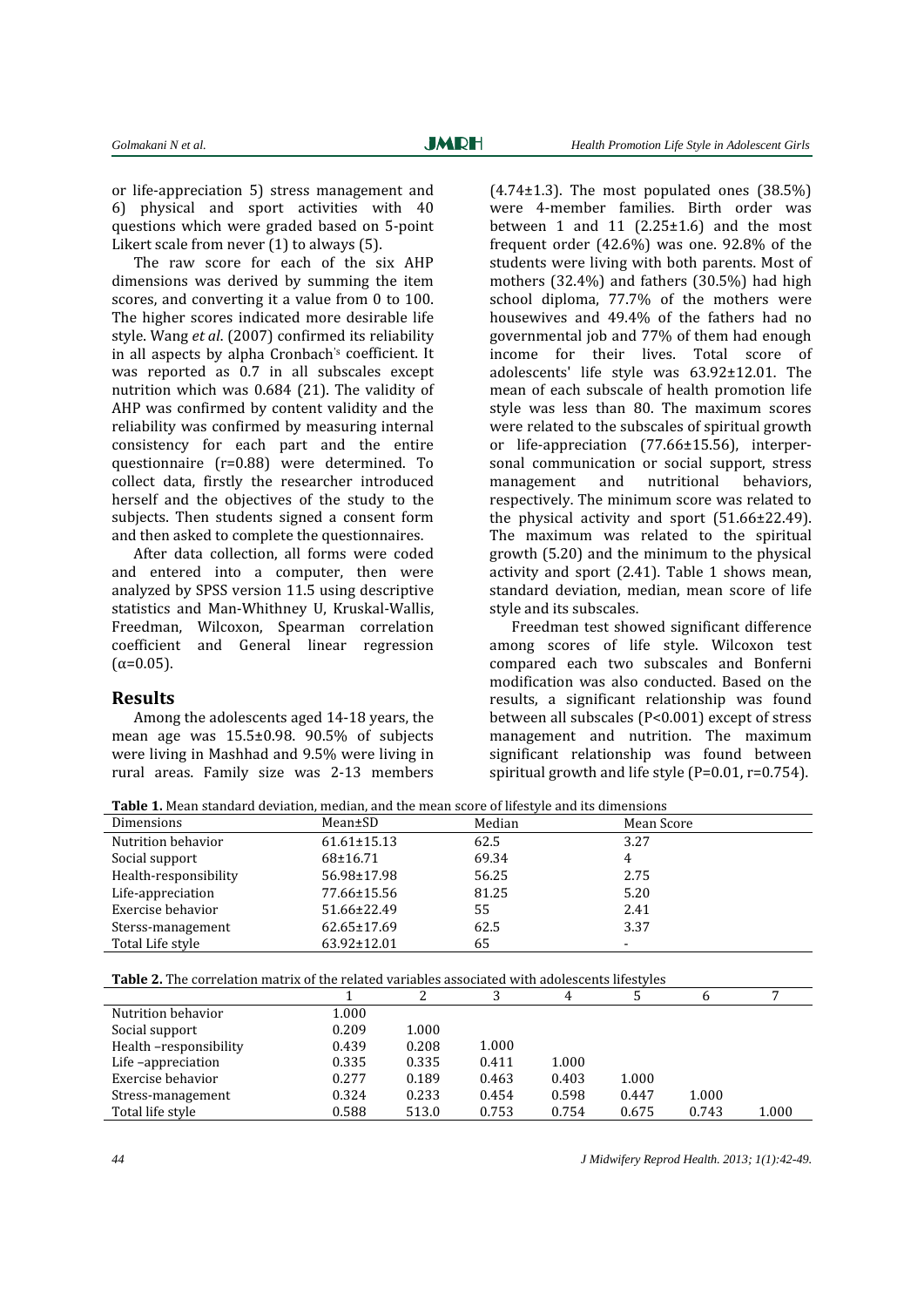or life-appreciation 5) stress management and 6) physical and sport activities with 40 questions which were graded based on 5-point Likert scale from never (1) to always (5).

The raw score for each of the six AHP dimensions was derived by summing the item scores, and converting it a value from 0 to 100. The higher scores indicated more desirable life style. Wang *et al.* (2007) confirmed its reliability in all aspects by alpha Cronbach's coefficient. It was reported as 0.7 in all subscales except nutrition which was 0.684 (21). The validity of AHP was confirmed by content validity and the reliability was confirmed by measuring internal consistency for each part and the entire questionnaire (r=0.88) were determined. To collect data, firstly the researcher introduced herself and the objectives of the study to the subjects. Then students signed a consent form and then asked to complete the questionnaires.

After data collection, all forms were coded and entered into a computer, then were analyzed by SPSS version 11.5 using descriptive statistics and Man-Whithney U, Kruskal-Wallis, Freedman, Wilcoxon, Spearman correlation coefficient and General linear regression (α=0.05).

## Results

Among the adolescents aged 14-18 years, the mean age was 15.5±0.98. 90.5% of subjects were living in Mashhad and 9.5% were living in rural areas. Family size was 2-13 members (4.74±1.3). The most populated ones (38.5%) were 4-member families. Birth order was between 1 and 11 (2.25±1.6) and the most frequent order (42.6%) was one. 92.8% of the students were living with both parents. Most of mothers (32.4%) and fathers (30.5%) had high school diploma, 77.7% of the mothers were housewives and 49.4% of the fathers had no governmental job and 77% of them had enough income for their lives. Total score of adolescents' life style was 63.92±12.01. The mean of each subscale of health promotion life style was less than 80. The maximum scores were related to the subscales of spiritual growth or life-appreciation (77.66±15.56), interpersonal communication or social support, stress management and nutritional behaviors, respectively. The minimum score was related to the physical activity and sport (51.66±22.49). The maximum was related to the spiritual growth (5.20) and the minimum to the physical activity and sport (2.41). Table 1 shows mean, standard deviation, median, mean score of life style and its subscales.

Freedman test showed significant difference among scores of life style. Wilcoxon test compared each two subscales and Bonferni modification was also conducted. Based on the results, a significant relationship was found between all subscales (P<0.001) except of stress management and nutrition. The maximum significant relationship was found between spiritual growth and life style (P=0.01, r=0.754).

**Table 1.** Mean standard deviation, median, and the mean score of lifestyle and its dimensions

| Dimensions | Mean±SD | Median | Mean Score |
|---|---|---|---|
| Nutrition behavior | 61.61±15.13 | 62.5 | 3.27 |
| Social support | 68±16.71 | 69.34 | 4 |
| Health-responsibility | 56.98±17.98 | 56.25 | 2.75 |
| Life-appreciation | 77.66±15.56 | 81.25 | 5.20 |
| Exercise behavior | 51.66±22.49 | 55 | 2.41 |
| Sterss-management | 62.65±17.69 | 62.5 | 3.37 |
| Total Life style | 63.92±12.01 | 65 | - |

**Table 2.** The correlation matrix of the related variables associated with adolescents lifestyles

| | 1 | 2 | 3 | 4 | 5 | 6 | 7 |
|---|---|---|---|---|---|---|---|
| Nutrition behavior | 1.000 | | | | | | |
| Social support | 0.209 | 1.000 | | | | | |
| Health –responsibility | 0.439 | 0.208 | 1.000 | | | | |
| Life –appreciation | 0.335 | 0.335 | 0.411 | 1.000 | | | |
| Exercise behavior | 0.277 | 0.189 | 0.463 | 0.403 | 1.000 | | |
| Stress-management | 0.324 | 0.233 | 0.454 | 0.598 | 0.447 | 1.000 | |
| Total life style | 0.588 | 513.0 | 0.753 | 0.754 | 0.675 | 0.743 | 1.000 |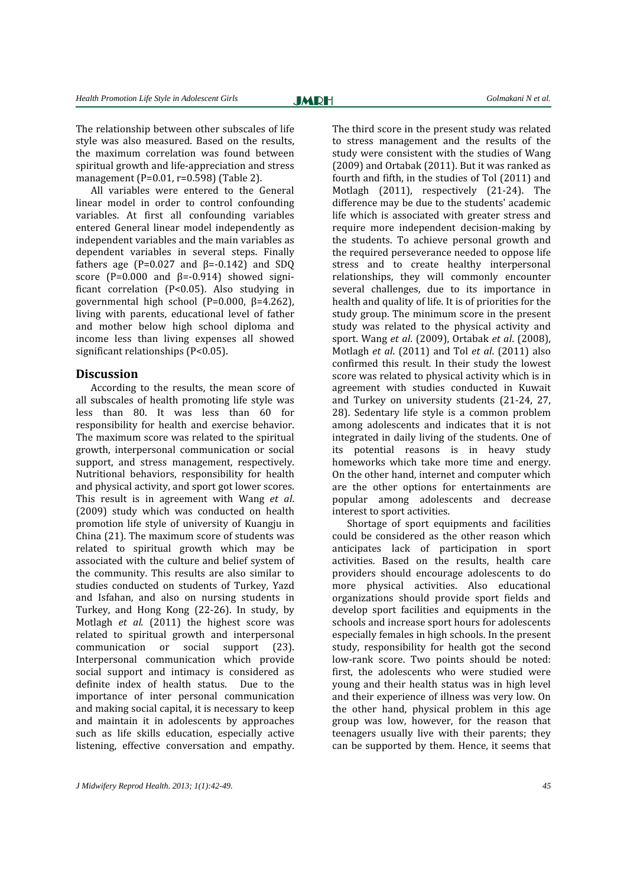The relationship between other subscales of life style was also measured. Based on the results, the maximum correlation was found between spiritual growth and life-appreciation and stress management ($P=0.01$, $r=0.598$) (Table 2).

All variables were entered to the General linear model in order to control confounding variables. At first all confounding variables entered General linear model independently as independent variables and the main variables as dependent variables in several steps. Finally fathers age ($P=0.027$ and $\beta=-0.142$) and SDQ score ($P=0.000$ and $\beta=-0.914$) showed significant correlation ($P<0.05$). Also studying in governmental high school ($P=0.000$, $\beta=4.262$), living with parents, educational level of father and mother below high school diploma and income less than living expenses all showed significant relationships ($P<0.05$).

## Discussion

According to the results, the mean score of all subscales of health promoting life style was less than 80. It was less than 60 for responsibility for health and exercise behavior. The maximum score was related to the spiritual growth, interpersonal communication or social support, and stress management, respectively. Nutritional behaviors, responsibility for health and physical activity, and sport got lower scores. This result is in agreement with Wang *et al*. (2009) study which was conducted on health promotion life style of university of Kuangju in China (21). The maximum score of students was related to spiritual growth which may be associated with the culture and belief system of the community. This results are also similar to studies conducted on students of Turkey, Yazd and Isfahan, and also on nursing students in Turkey, and Hong Kong (22-26). In study, by Motlagh *et al.* (2011) the highest score was related to spiritual growth and interpersonal communication or social support (23). Interpersonal communication which provide social support and intimacy is considered as definite index of health status. Due to the importance of inter personal communication and making social capital, it is necessary to keep and maintain it in adolescents by approaches such as life skills education, especially active listening, effective conversation and empathy.

The third score in the present study was related to stress management and the results of the study were consistent with the studies of Wang (2009) and Ortabak (2011). But it was ranked as fourth and fifth, in the studies of Tol (2011) and Motlagh (2011), respectively (21-24). The difference may be due to the students' academic life which is associated with greater stress and require more independent decision-making by the students. To achieve personal growth and the required perseverance needed to oppose life stress and to create healthy interpersonal relationships, they will commonly encounter several challenges, due to its importance in health and quality of life. It is of priorities for the study group. The minimum score in the present study was related to the physical activity and sport. Wang *et al*. (2009), Ortabak *et al*. (2008), Motlagh *et al*. (2011) and Tol *et al*. (2011) also confirmed this result. In their study the lowest score was related to physical activity which is in agreement with studies conducted in Kuwait and Turkey on university students (21-24, 27, 28). Sedentary life style is a common problem among adolescents and indicates that it is not integrated in daily living of the students. One of its potential reasons is in heavy study homeworks which take more time and energy. On the other hand, internet and computer which are the other options for entertainments are popular among adolescents and decrease interest to sport activities.

Shortage of sport equipments and facilities could be considered as the other reason which anticipates lack of participation in sport activities. Based on the results, health care providers should encourage adolescents to do more physical activities. Also educational organizations should provide sport fields and develop sport facilities and equipments in the schools and increase sport hours for adolescents especially females in high schools. In the present study, responsibility for health got the second low-rank score. Two points should be noted: first, the adolescents who were studied were young and their health status was in high level and their experience of illness was very low. On the other hand, physical problem in this age group was low, however, for the reason that teenagers usually live with their parents; they can be supported by them. Hence, it seems that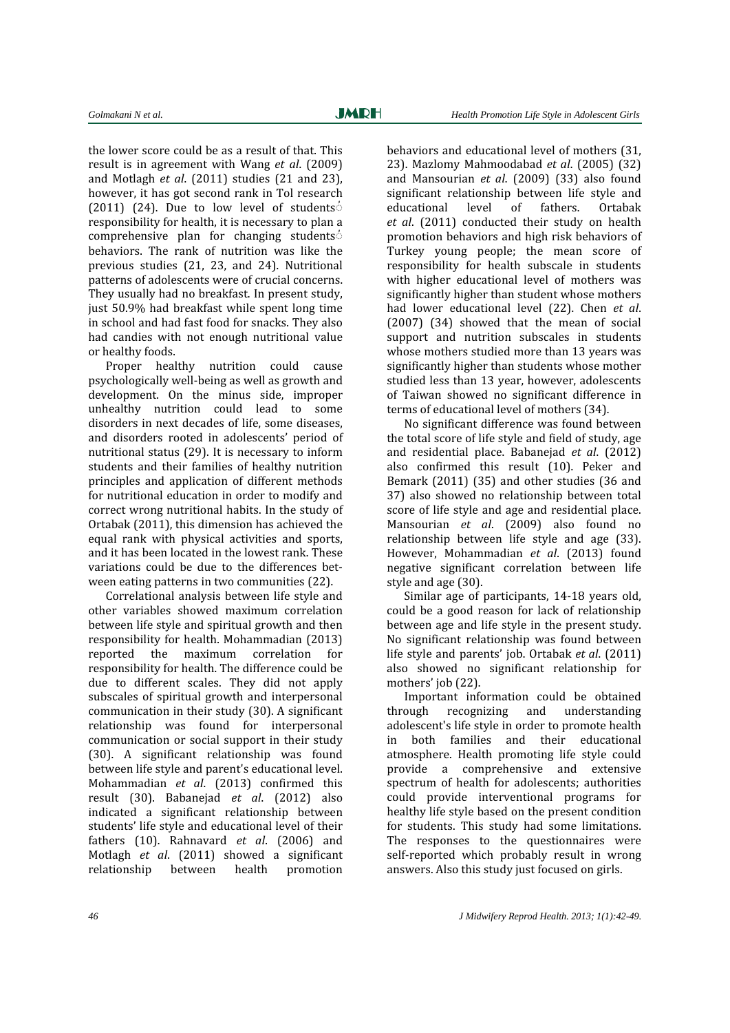the lower score could be as a result of that. This result is in agreement with Wang *et al*. (2009) and Motlagh *et al*. (2011) studies (21 and 23), however, it has got second rank in Tol research (2011) (24). Due to low level of studentś responsibility for health, it is necessary to plan a comprehensive plan for changing studentś behaviors. The rank of nutrition was like the previous studies (21, 23, and 24). Nutritional patterns of adolescents were of crucial concerns. They usually had no breakfast. In present study, just 50.9% had breakfast while spent long time in school and had fast food for snacks. They also had candies with not enough nutritional value or healthy foods.

Proper healthy nutrition could cause psychologically well-being as well as growth and development. On the minus side, improper unhealthy nutrition could lead to some disorders in next decades of life, some diseases, and disorders rooted in adolescents' period of nutritional status (29). It is necessary to inform students and their families of healthy nutrition principles and application of different methods for nutritional education in order to modify and correct wrong nutritional habits. In the study of Ortabak (2011), this dimension has achieved the equal rank with physical activities and sports, and it has been located in the lowest rank. These variations could be due to the differences between eating patterns in two communities (22).

Correlational analysis between life style and other variables showed maximum correlation between life style and spiritual growth and then responsibility for health. Mohammadian (2013) reported the maximum correlation for responsibility for health. The difference could be due to different scales. They did not apply subscales of spiritual growth and interpersonal communication in their study (30). A significant relationship was found for interpersonal communication or social support in their study (30). A significant relationship was found between life style and parent's educational level. Mohammadian *et al*. (2013) confirmed this result (30). Babanejad *et al*. (2012) also indicated a significant relationship between students' life style and educational level of their fathers (10). Rahnavard *et al*. (2006) and Motlagh *et al*. (2011) showed a significant relationship between health promotion behaviors and educational level of mothers (31, 23). Mazlomy Mahmoodabad *et al*. (2005) (32) and Mansourian *et al*. (2009) (33) also found significant relationship between life style and educational level of fathers. Ortabak *et al*. (2011) conducted their study on health promotion behaviors and high risk behaviors of Turkey young people; the mean score of responsibility for health subscale in students with higher educational level of mothers was significantly higher than student whose mothers had lower educational level (22). Chen *et al*. (2007) (34) showed that the mean of social support and nutrition subscales in students whose mothers studied more than 13 years was significantly higher than students whose mother studied less than 13 year, however, adolescents of Taiwan showed no significant difference in terms of educational level of mothers (34).

No significant difference was found between the total score of life style and field of study, age and residential place. Babanejad *et al*. (2012) also confirmed this result (10). Peker and Bemark (2011) (35) and other studies (36 and 37) also showed no relationship between total score of life style and age and residential place. Mansourian *et al*. (2009) also found no relationship between life style and age (33). However, Mohammadian *et al*. (2013) found negative significant correlation between life style and age (30).

Similar age of participants, 14-18 years old, could be a good reason for lack of relationship between age and life style in the present study. No significant relationship was found between life style and parents' job. Ortabak *et al*. (2011) also showed no significant relationship for mothers' job (22).

Important information could be obtained through recognizing and understanding adolescent's life style in order to promote health in both families and their educational atmosphere. Health promoting life style could provide a comprehensive and extensive spectrum of health for adolescents; authorities could provide interventional programs for healthy life style based on the present condition for students. This study had some limitations. The responses to the questionnaires were self-reported which probably result in wrong answers. Also this study just focused on girls.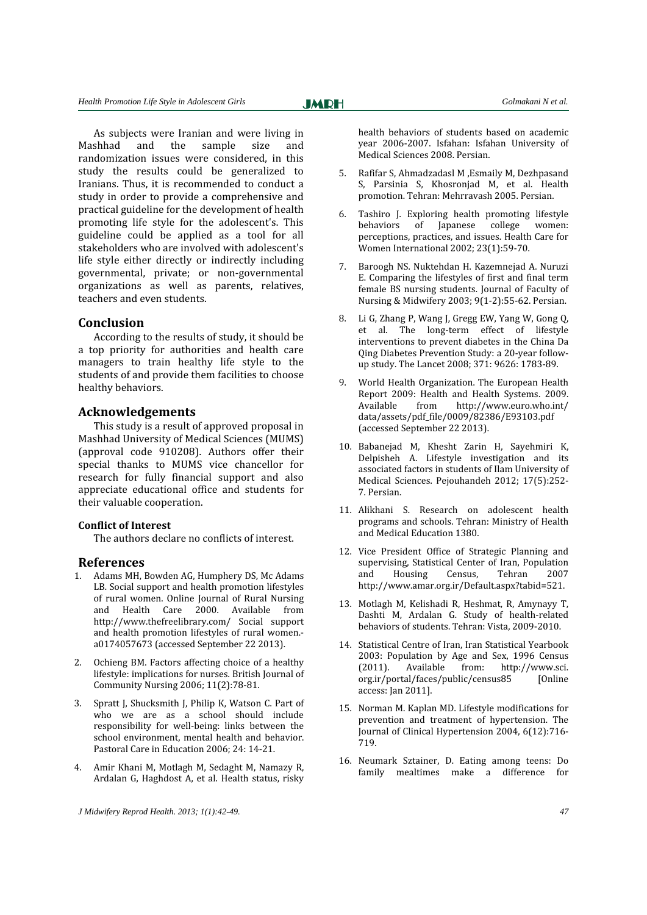As subjects were Iranian and were living in Mashhad and the sample size and randomization issues were considered, in this study the results could be generalized to Iranians. Thus, it is recommended to conduct a study in order to provide a comprehensive and practical guideline for the development of health promoting life style for the adolescent's. This guideline could be applied as a tool for all stakeholders who are involved with adolescent's life style either directly or indirectly including governmental, private; or non-governmental organizations as well as parents, relatives, teachers and even students.

## Conclusion

According to the results of study, it should be a top priority for authorities and health care managers to train healthy life style to the students of and provide them facilities to choose healthy behaviors.

## Acknowledgements

This study is a result of approved proposal in Mashhad University of Medical Sciences (MUMS) (approval code 910208). Authors offer their special thanks to MUMS vice chancellor for research for fully financial support and also appreciate educational office and students for their valuable cooperation.

### Conflict of Interest

The authors declare no conflicts of interest.

## References

1. Adams MH, Bowden AG, Humphery DS, Mc Adams LB. Social support and health promotion lifestyles of rural women. Online Journal of Rural Nursing and Health Care 2000. Available from http://www.thefreelibrary.com/ Social support and health promotion lifestyles of rural women.-a0174057673 (accessed September 22 2013).

2. Ochieng BM. Factors affecting choice of a healthy lifestyle: implications for nurses. British Journal of Community Nursing 2006; 11(2):78-81.

3. Spratt J, Shucksmith J, Philip K, Watson C. Part of who we are as a school should include responsibility for well-being: links between the school environment, mental health and behavior. Pastoral Care in Education 2006; 24: 14-21.

4. Amir Khani M, Motlagh M, Sedaght M, Namazy R, Ardalan G, Haghdost A, et al. Health status, risky health behaviors of students based on academic year 2006-2007. Isfahan: Isfahan University of Medical Sciences 2008. Persian.

5. Rafifar S, Ahmadzadasl M ,Esmaily M, Dezhpasand S, Parsinia S, Khosronjad M, et al. Health promotion. Tehran: Mehrravash 2005. Persian.

6. Tashiro J. Exploring health promoting lifestyle behaviors of Japanese college women: perceptions, practices, and issues. Health Care for Women International 2002; 23(1):59-70.

7. Baroogh NS. Nuktehdan H. Kazemnejad A. Nuruzi E. Comparing the lifestyles of first and final term female BS nursing students. Journal of Faculty of Nursing & Midwifery 2003; 9(1-2):55-62. Persian.

8. Li G, Zhang P, Wang J, Gregg EW, Yang W, Gong Q, et al. The long-term effect of lifestyle interventions to prevent diabetes in the China Da Qing Diabetes Prevention Study: a 20-year follow-up study. The Lancet 2008; 371: 9626: 1783-89.

9. World Health Organization. The European Health Report 2009: Health and Health Systems. 2009. Available from http://www.euro.who.int/ data/assets/pdf_file/0009/82386/E93103.pdf (accessed September 22 2013).

10. Babanejad M, Khesht Zarin H, Sayehmiri K, Delpisheh A. Lifestyle investigation and its associated factors in students of Ilam University of Medical Sciences. Pejouhandeh 2012; 17(5):252-7. Persian.

11. Alikhani S. Research on adolescent health programs and schools. Tehran: Ministry of Health and Medical Education 1380.

12. Vice President Office of Strategic Planning and supervising, Statistical Center of Iran, Population and Housing Census, Tehran 2007 http://www.amar.org.ir/Default.aspx?tabid=521.

13. Motlagh M, Kelishadi R, Heshmat, R, Amynayy T, Dashti M, Ardalan G. Study of health-related behaviors of students. Tehran: Vista, 2009-2010.

14. Statistical Centre of Iran, Iran Statistical Yearbook 2003: Population by Age and Sex, 1996 Census (2011). Available from: http://www.sci.org.ir/portal/faces/public/census85 [Online access: Jan 2011].

15. Norman M. Kaplan MD. Lifestyle modifications for prevention and treatment of hypertension. The Journal of Clinical Hypertension 2004, 6(12):716-719.

16. Neumark Sztainer, D. Eating among teens: Do family mealtimes make a difference for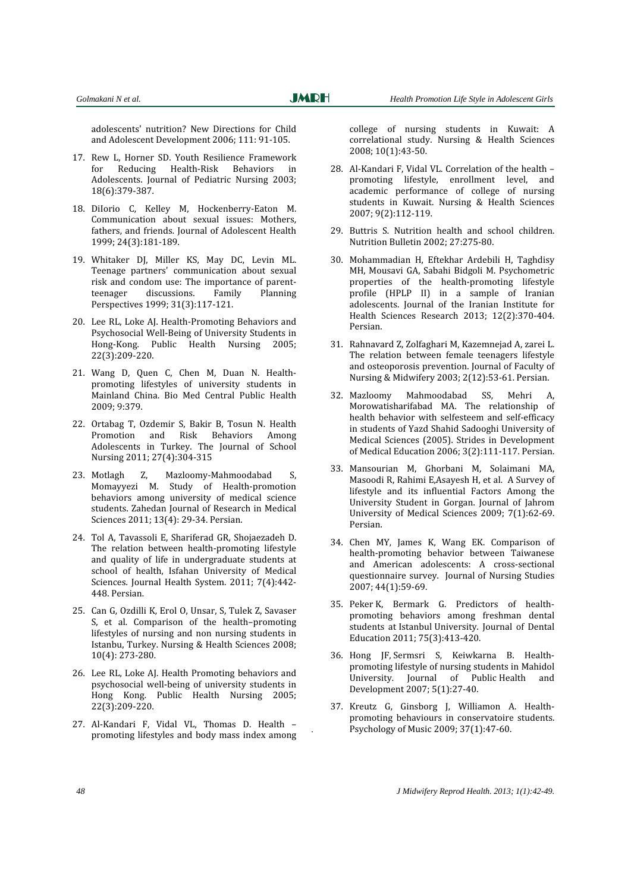adolescents' nutrition? New Directions for Child and Adolescent Development 2006; 111: 91-105.

17. Rew L, Horner SD. Youth Resilience Framework for Reducing Health-Risk Behaviors in Adolescents. Journal of Pediatric Nursing 2003; 18(6):379-387.

18. DiIorio C, Kelley M, Hockenberry-Eaton M. Communication about sexual issues: Mothers, fathers, and friends. Journal of Adolescent Health 1999; 24(3):181-189.

19. Whitaker DJ, Miller KS, May DC, Levin ML. Teenage partners' communication about sexual risk and condom use: The importance of parent-teenager discussions. Family Planning Perspectives 1999; 31(3):117-121.

20. Lee RL, Loke AJ. Health-Promoting Behaviors and Psychosocial Well-Being of University Students in Hong-Kong. Public Health Nursing 2005; 22(3):209-220.

21. Wang D, Quen C, Chen M, Duan N. Health-promoting lifestyles of university students in Mainland China. Bio Med Central Public Health 2009; 9:379.

22. Ortabag T, Ozdemir S, Bakir B, Tosun N. Health Promotion and Risk Behaviors Among Adolescents in Turkey. The Journal of School Nursing 2011; 27(4):304-315

23. Motlagh Z, Mazloomy-Mahmoodabad S, Momayyezi M. Study of Health-promotion behaviors among university of medical science students. Zahedan Journal of Research in Medical Sciences 2011; 13(4): 29-34. Persian.

24. Tol A, Tavassoli E, Shariferad GR, Shojaezadeh D. The relation between health-promoting lifestyle and quality of life in undergraduate students at school of health, Isfahan University of Medical Sciences. Journal Health System. 2011; 7(4):442-448. Persian.

25. Can G, Ozdilli K, Erol O, Unsar, S, Tulek Z, Savaser S, et al. Comparison of the health–promoting lifestyles of nursing and non nursing students in Istanbu, Turkey. Nursing & Health Sciences 2008; 10(4): 273-280.

26. Lee RL, Loke AJ. Health Promoting behaviors and psychosocial well-being of university students in Hong Kong. Public Health Nursing 2005; 22(3):209-220.

27. Al-Kandari F, Vidal VL, Thomas D. Health – promoting lifestyles and body mass index among college of nursing students in Kuwait: A correlational study. Nursing & Health Sciences 2008; 10(1):43-50.

28. Al-Kandari F, Vidal VL. Correlation of the health – promoting lifestyle, enrollment level, and academic performance of college of nursing students in Kuwait. Nursing & Health Sciences 2007; 9(2):112-119.

29. Buttris S. Nutrition health and school children. Nutrition Bulletin 2002; 27:275-80.

30. Mohammadian H, Eftekhar Ardebili H, Taghdisy MH, Mousavi GA, Sabahi Bidgoli M. Psychometric properties of the health-promoting lifestyle profile (HPLP II) in a sample of Iranian adolescents. Journal of the Iranian Institute for Health Sciences Research 2013; 12(2):370-404. Persian.

31. Rahnavard Z, Zolfaghari M, Kazemnejad A, zarei L. The relation between female teenagers lifestyle and osteoporosis prevention. Journal of Faculty of Nursing & Midwifery 2003; 2(12):53-61. Persian.

32. Mazloomy Mahmoodabad SS, Mehri A, Morowatisharifabad MA. The relationship of health behavior with selfesteem and self-efficacy in students of Yazd Shahid Sadooghi University of Medical Sciences (2005). Strides in Development of Medical Education 2006; 3(2):111-117. Persian.

33. Mansourian M, Ghorbani M, Solaimani MA, Masoodi R, Rahimi E,Asayesh H, et al. A Survey of lifestyle and its influential Factors Among the University Student in Gorgan. Journal of Jahrom University of Medical Sciences 2009; 7(1):62-69. Persian.

34. Chen MY, James K, Wang EK. Comparison of health-promoting behavior between Taiwanese and American adolescents: A cross-sectional questionnaire survey. Journal of Nursing Studies 2007; 44(1):59-69.

35. Peker K, Bermark G. Predictors of health-promoting behaviors among freshman dental students at Istanbul University. Journal of Dental Education 2011; 75(3):413-420.

36. Hong JF, Sermsri S, Keiwkarna B. Health-promoting lifestyle of nursing students in Mahidol University. Journal of Public Health and Development 2007; 5(1):27-40.

37. Kreutz G, Ginsborg J, Williamon A. Health-promoting behaviours in conservatoire students. Psychology of Music 2009; 37(1):47-60.